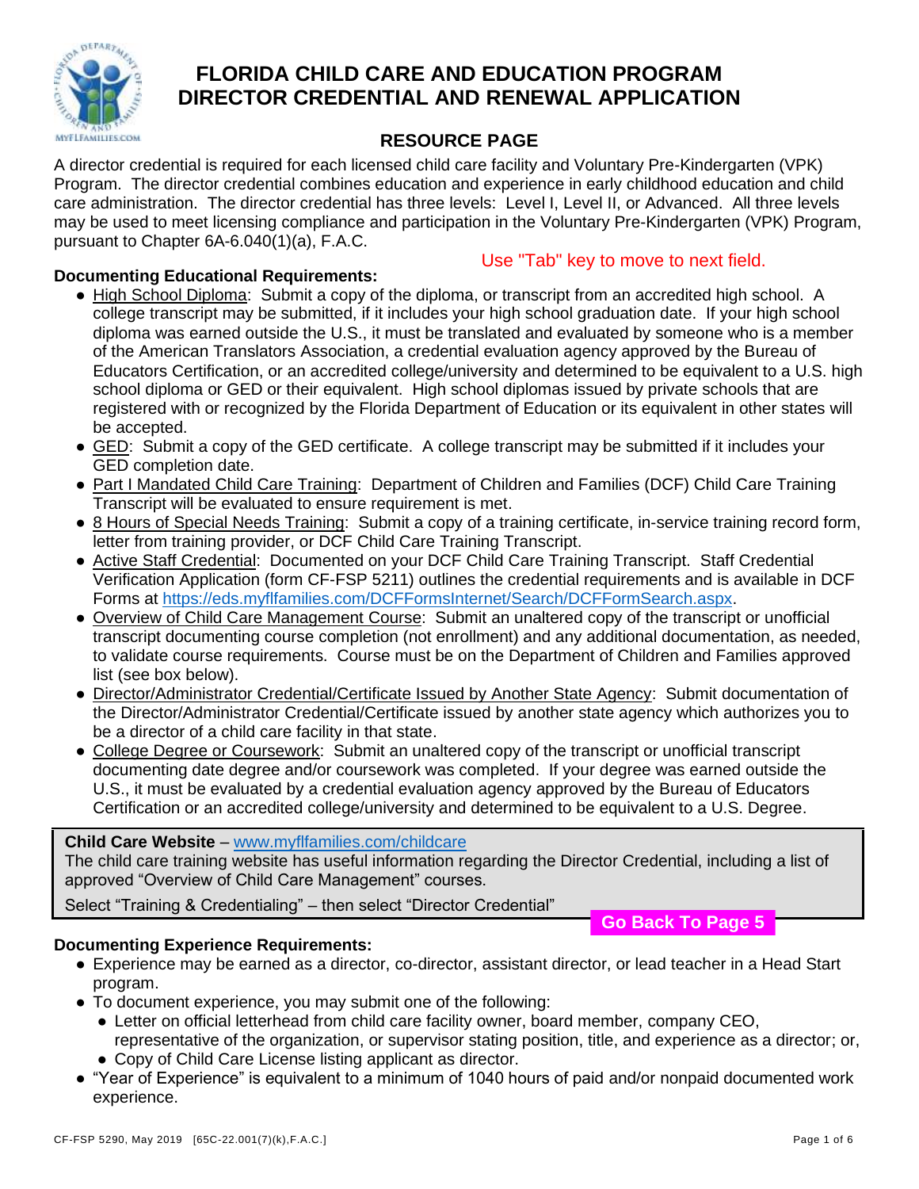# FLORIDA CHILD CARE AND EDUCATION PROGRAM DIRECTOR CREDENTIAL AND RENEWAL APPLICATION

## RESOURCE PAGE

A director credential is required for each licensed child care facility and Voluntary Pre-Kindergarten (VPK) Program. The director credential combines education and experience in early childhood education and child care administration. The director credential has three levels: Level I, Level II, or Advanced. All three levels may be used to meet licensing compliance and participation in the Voluntary Pre-Kindergarten (VPK) Program, pursuant to Chapter 6A-6.040(1)(a), F.A.C.

Use "Tab" key to move to next field.

**Documenting Educational Requirements:**

- High School Diploma: Submit a copy of the diploma, or transcript from an accredited high school. A college transcript may be submitted, if it includes your high school graduation date. If your high school diploma was earned outside the U.S., it must be translated and evaluated by someone who is a member of the American Translators Association, a credential evaluation agency approved by the Bureau of Educators Certification, or an accredited college/university and determined to be equivalent to a U.S. high school diploma or GED or their equivalent. High school diplomas issued by private schools that are registered with or recognized by the Florida Department of Education or its equivalent in other states will be accepted.
- GED: Submit a copy of the GED certificate. A college transcript may be submitted if it includes your GED completion date.
- Part I Mandated Child Care Training: Department of Children and Families (DCF) Child Care Training Transcript will be evaluated to ensure requirement is met.
- 8 Hours of Special Needs Training: Submit a copy of a training certificate, in-service training record form, letter from training provider, or DCF Child Care Training Transcript.
- Active Staff Credential: Documented on your DCF Child Care Training Transcript. Staff Credential Verification Application (form CF-FSP 5211) outlines the credential requirements and is available in DCF Forms at https://eds.myflfamilies.com/DCFFormsInternet/Search/DCFFormSearch.aspx.
- Overview of Child Care Management Course: Submit an unaltered copy of the transcript or unofficial transcript documenting course completion (not enrollment) and any additional documentation, as needed, to validate course requirements. Course must be on the Department of Children and Families approved list (see box below).
- Director/Administrator Credential/Certificate Issued by Another State Agency: Submit documentation of the Director/Administrator Credential/Certificate issued by another state agency which authorizes you to be a director of a child care facility in that state.
- College Degree or Coursework: Submit an unaltered copy of the transcript or unofficial transcript documenting date degree and/or coursework was completed. If your degree was earned outside the U.S., it must be evaluated by a credential evaluation agency approved by the Bureau of Educators Certification or an accredited college/university and determined to be equivalent to a U.S. Degree.

**Child Care Website** – www.myflfamilies.com/childcare
The child care training website has useful information regarding the Director Credential, including a list of approved "Overview of Child Care Management" courses.
Select "Training & Credentialing" – then select "Director Credential"

Go Back To Page 5

**Documenting Experience Requirements:**

- Experience may be earned as a director, co-director, assistant director, or lead teacher in a Head Start program.
- To document experience, you may submit one of the following:
  - Letter on official letterhead from child care facility owner, board member, company CEO, representative of the organization, or supervisor stating position, title, and experience as a director; or,
  - Copy of Child Care License listing applicant as director.
- "Year of Experience" is equivalent to a minimum of 1040 hours of paid and/or nonpaid documented work experience.

CF-FSP 5290, May 2019 [65C-22.001(7)(k),F.A.C.]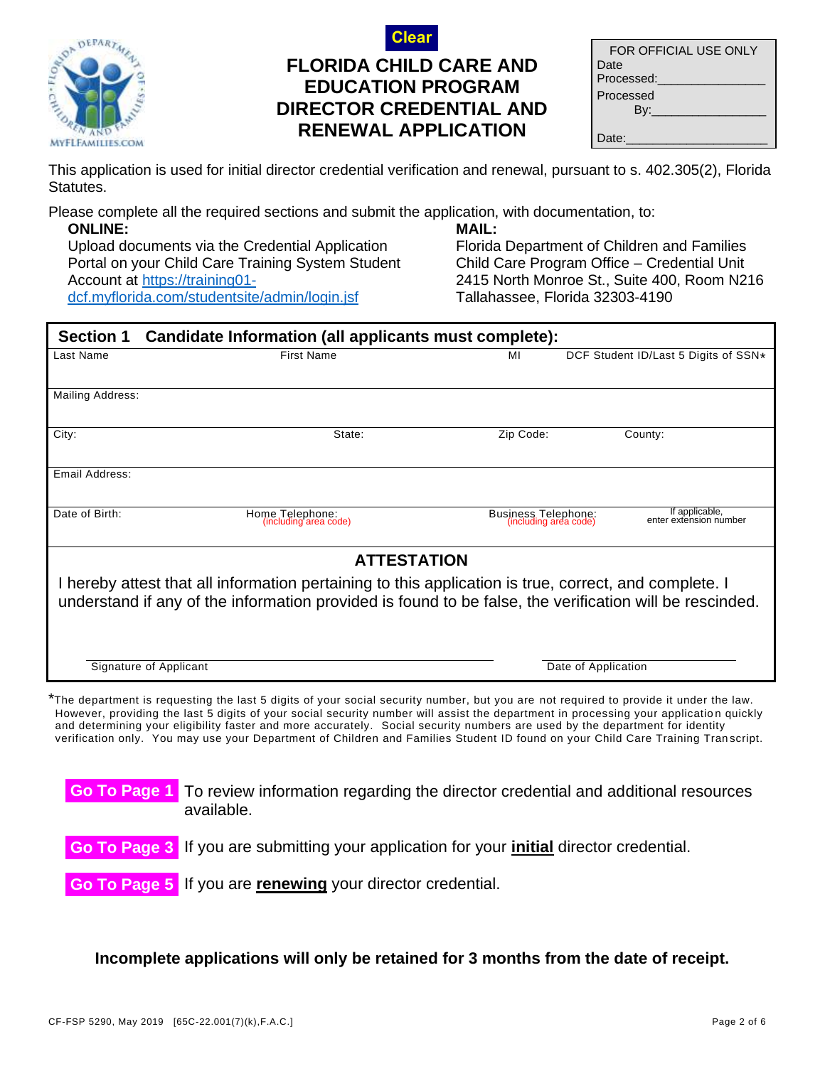Clear

# FLORIDA CHILD CARE AND EDUCATION PROGRAM DIRECTOR CREDENTIAL AND RENEWAL APPLICATION

| FOR OFFICIAL USE ONLY |
| --- |
| Date Processed:_______________ |
| Processed By:_______________ |
| Date:_______________ |

This application is used for initial director credential verification and renewal, pursuant to s. 402.305(2), Florida Statutes.

Please complete all the required sections and submit the application, with documentation, to:

**ONLINE:**
Upload documents via the Credential Application Portal on your Child Care Training System Student Account at https://training01-dcf.myflorida.com/studentsite/admin/login.jsf

**MAIL:**
Florida Department of Children and Families
Child Care Program Office – Credential Unit
2415 North Monroe St., Suite 400, Room N216
Tallahassee, Florida 32303-4190

## Section 1 Candidate Information (all applicants must complete):

| Last Name | First Name | MI | DCF Student ID/Last 5 Digits of SSN* |
| --- | --- | --- | --- |
| Mailing Address: | | | |
| City: | State: | Zip Code: | County: |
| Email Address: | | | |
| Date of Birth: | Home Telephone: (including area code) | Business Telephone: (including area code) | If applicable, enter extension number |

### ATTESTATION

I hereby attest that all information pertaining to this application is true, correct, and complete. I understand if any of the information provided is found to be false, the verification will be rescinded.

_______________________________ Signature of Applicant

_______________________________ Date of Application

*The department is requesting the last 5 digits of your social security number, but you are not required to provide it under the law. However, providing the last 5 digits of your social security number will assist the department in processing your application quickly and determining your eligibility faster and more accurately. Social security numbers are used by the department for identity verification only. You may use your Department of Children and Families Student ID found on your Child Care Training Transcript.

**Go To Page 1** To review information regarding the director credential and additional resources available.

**Go To Page 3** If you are submitting your application for your **initial** director credential.

**Go To Page 5** If you are **renewing** your director credential.

**Incomplete applications will only be retained for 3 months from the date of receipt.**

CF-FSP 5290, May 2019 [65C-22.001(7)(k),F.A.C.]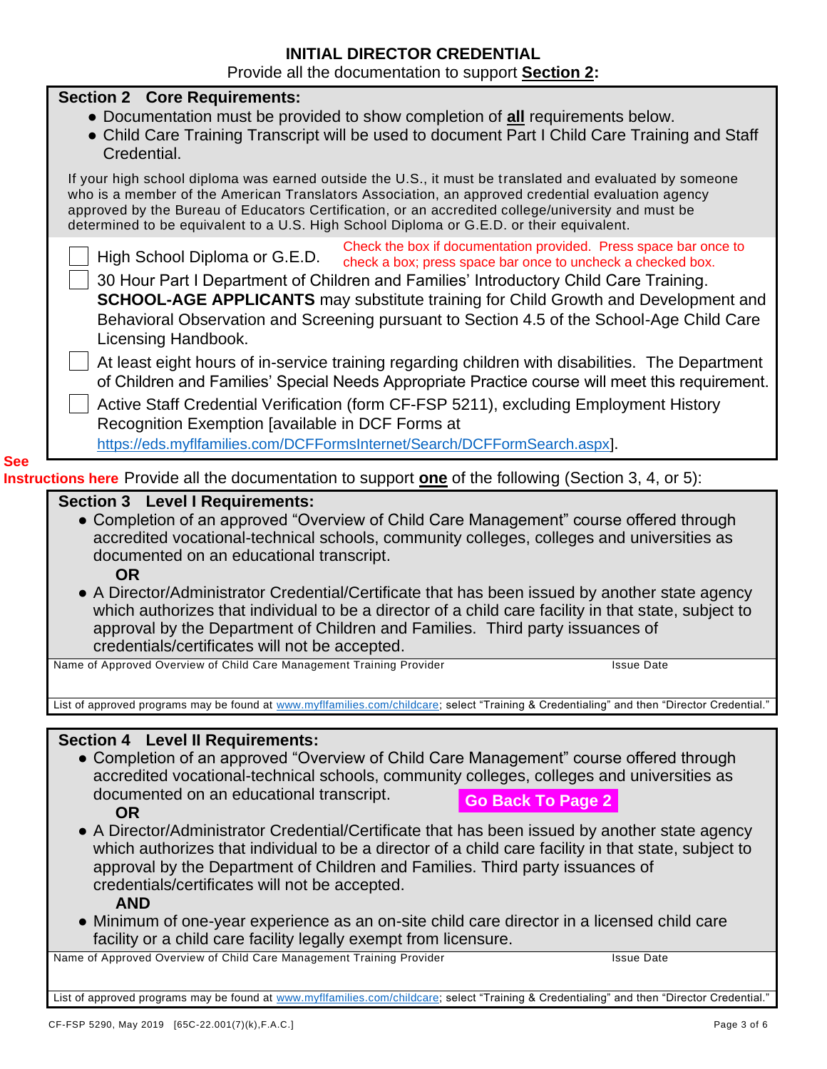# INITIAL DIRECTOR CREDENTIAL

Provide all the documentation to support **Section 2:**

## Section 2 Core Requirements:

- Documentation must be provided to show completion of **all** requirements below.
- Child Care Training Transcript will be used to document Part I Child Care Training and Staff Credential.

If your high school diploma was earned outside the U.S., it must be translated and evaluated by someone who is a member of the American Translators Association, an approved credential evaluation agency approved by the Bureau of Educators Certification, or an accredited college/university and must be determined to be equivalent to a U.S. High School Diploma or G.E.D. or their equivalent.

Check the box if documentation provided. Press space bar once to check a box; press space bar once to uncheck a checked box.

- ☐ High School Diploma or G.E.D.
- ☐ 30 Hour Part I Department of Children and Families' Introductory Child Care Training. **SCHOOL-AGE APPLICANTS** may substitute training for Child Growth and Development and Behavioral Observation and Screening pursuant to Section 4.5 of the School-Age Child Care Licensing Handbook.
- ☐ At least eight hours of in-service training regarding children with disabilities. The Department of Children and Families' Special Needs Appropriate Practice course will meet this requirement.
- ☐ Active Staff Credential Verification (form CF-FSP 5211), excluding Employment History Recognition Exemption [available in DCF Forms at https://eds.myflfamilies.com/DCFFormsInternet/Search/DCFFormSearch.aspx].

**See Instructions here** Provide all the documentation to support **one** of the following (Section 3, 4, or 5):

## Section 3 Level I Requirements:

- Completion of an approved "Overview of Child Care Management" course offered through accredited vocational-technical schools, community colleges, colleges and universities as documented on an educational transcript.

  **OR**

- A Director/Administrator Credential/Certificate that has been issued by another state agency which authorizes that individual to be a director of a child care facility in that state, subject to approval by the Department of Children and Families. Third party issuances of credentials/certificates will not be accepted.

| Name of Approved Overview of Child Care Management Training Provider | Issue Date |
|---|---|
| | |

List of approved programs may be found at www.myflfamilies.com/childcare; select "Training & Credentialing" and then "Director Credential."

## Section 4 Level II Requirements:

- Completion of an approved "Overview of Child Care Management" course offered through accredited vocational-technical schools, community colleges, colleges and universities as documented on an educational transcript.

  **OR**

- A Director/Administrator Credential/Certificate that has been issued by another state agency which authorizes that individual to be a director of a child care facility in that state, subject to approval by the Department of Children and Families. Third party issuances of credentials/certificates will not be accepted.

  **AND**

- Minimum of one-year experience as an on-site child care director in a licensed child care facility or a child care facility legally exempt from licensure.

**Go Back To Page 2**

| Name of Approved Overview of Child Care Management Training Provider | Issue Date |
|---|---|
| | |

List of approved programs may be found at www.myflfamilies.com/childcare; select "Training & Credentialing" and then "Director Credential."

CF-FSP 5290, May 2019 [65C-22.001(7)(k),F.A.C.]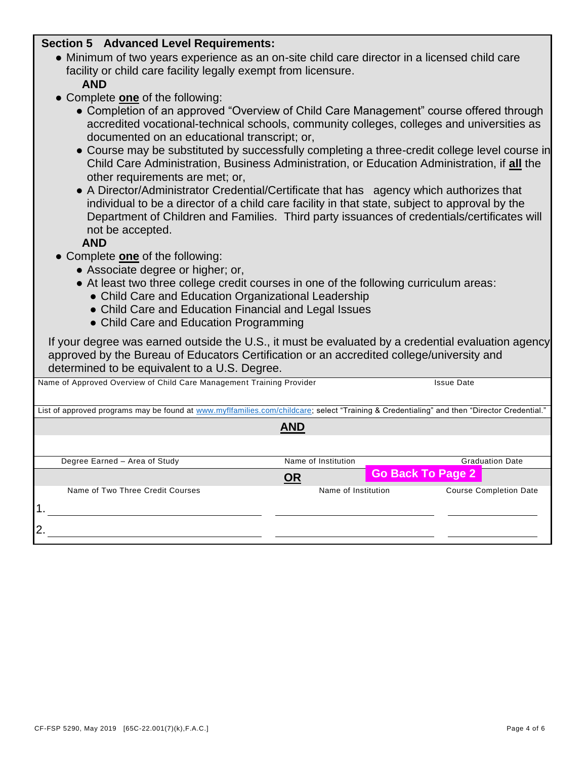## Section 5 Advanced Level Requirements:

- Minimum of two years experience as an on-site child care director in a licensed child care facility or child care facility legally exempt from licensure.

  **AND**
- Complete **one** of the following:
  - Completion of an approved "Overview of Child Care Management" course offered through accredited vocational-technical schools, community colleges, colleges and universities as documented on an educational transcript; or,
  - Course may be substituted by successfully completing a three-credit college level course in Child Care Administration, Business Administration, or Education Administration, if **all** the other requirements are met; or,
  - A Director/Administrator Credential/Certificate that has agency which authorizes that individual to be a director of a child care facility in that state, subject to approval by the Department of Children and Families. Third party issuances of credentials/certificates will not be accepted.

  **AND**
- Complete **one** of the following:
  - Associate degree or higher; or,
  - At least two three college credit courses in one of the following curriculum areas:
    - Child Care and Education Organizational Leadership
    - Child Care and Education Financial and Legal Issues
    - Child Care and Education Programming

If your degree was earned outside the U.S., it must be evaluated by a credential evaluation agency approved by the Bureau of Educators Certification or an accredited college/university and determined to be equivalent to a U.S. Degree.

| Name of Approved Overview of Child Care Management Training Provider | Issue Date |
|---|---|
| | |

List of approved programs may be found at www.myflfamilies.com/childcare; select "Training & Credentialing" and then "Director Credential."

**AND**

| Degree Earned – Area of Study | Name of Institution | Graduation Date |
|---|---|---|
| | | |

**OR**

Go Back To Page 2

| Name of Two Three Credit Courses | Name of Institution | Course Completion Date |
|---|---|---|
| 1. | | |
| 2. | | |

CF-FSP 5290, May 2019 [65C-22.001(7)(k),F.A.C.]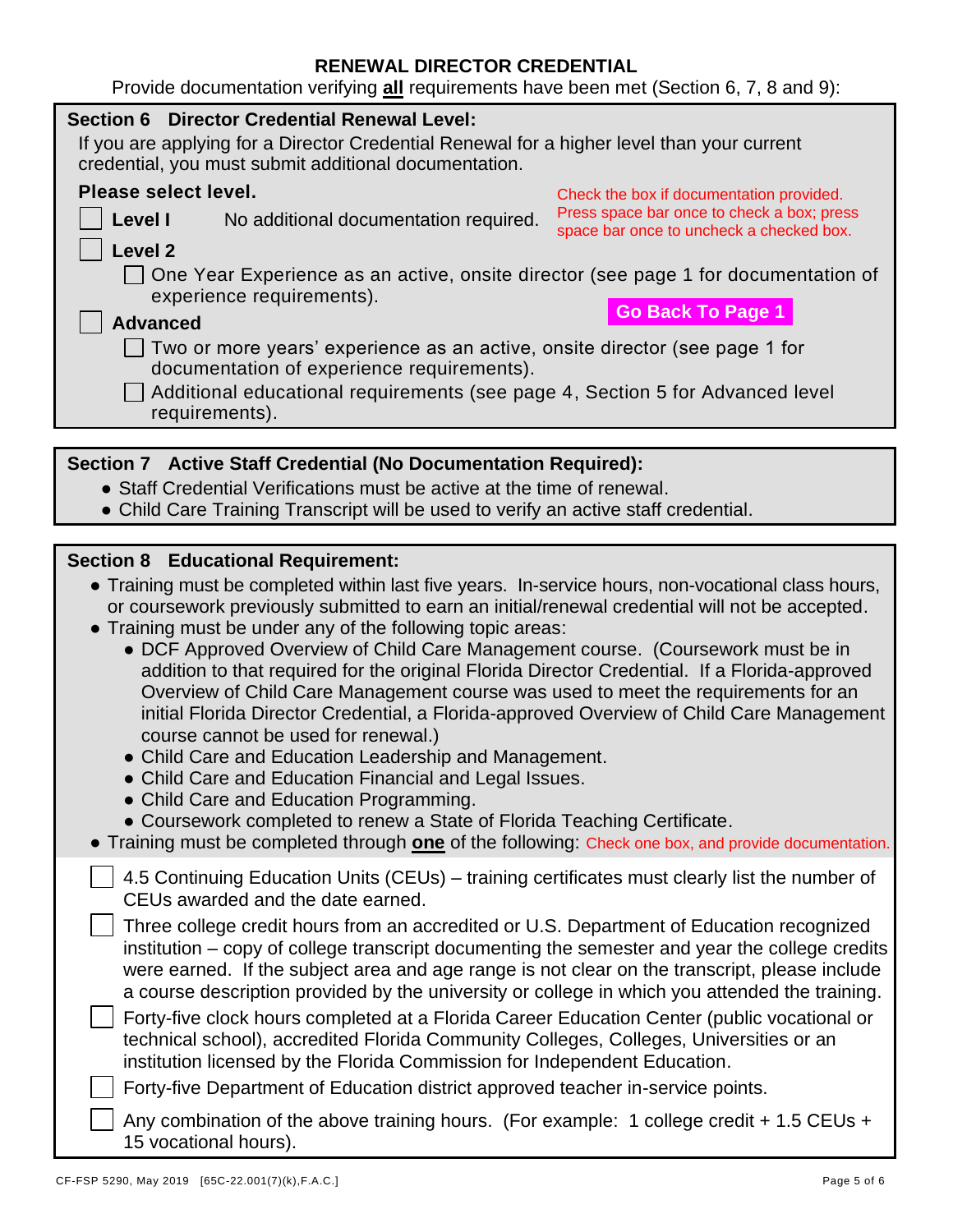## RENEWAL DIRECTOR CREDENTIAL

Provide documentation verifying **all** requirements have been met (Section 6, 7, 8 and 9):

### Section 6 Director Credential Renewal Level:

If you are applying for a Director Credential Renewal for a higher level than your current credential, you must submit additional documentation.

**Please select level.**

Check the box if documentation provided. Press space bar once to check a box; press space bar once to uncheck a checked box.

- ☐ **Level I** No additional documentation required.
- ☐ **Level 2**
  - ☐ One Year Experience as an active, onsite director (see page 1 for documentation of experience requirements).

Go Back To Page 1

- ☐ **Advanced**
  - ☐ Two or more years' experience as an active, onsite director (see page 1 for documentation of experience requirements).
  - ☐ Additional educational requirements (see page 4, Section 5 for Advanced level requirements).

### Section 7 Active Staff Credential (No Documentation Required):

- Staff Credential Verifications must be active at the time of renewal.
- Child Care Training Transcript will be used to verify an active staff credential.

### Section 8 Educational Requirement:

- Training must be completed within last five years. In-service hours, non-vocational class hours, or coursework previously submitted to earn an initial/renewal credential will not be accepted.
- Training must be under any of the following topic areas:
  - DCF Approved Overview of Child Care Management course. (Coursework must be in addition to that required for the original Florida Director Credential. If a Florida-approved Overview of Child Care Management course was used to meet the requirements for an initial Florida Director Credential, a Florida-approved Overview of Child Care Management course cannot be used for renewal.)
  - Child Care and Education Leadership and Management.
  - Child Care and Education Financial and Legal Issues.
  - Child Care and Education Programming.
  - Coursework completed to renew a State of Florida Teaching Certificate.
- Training must be completed through **one** of the following: Check one box, and provide documentation.

- ☐ 4.5 Continuing Education Units (CEUs) – training certificates must clearly list the number of CEUs awarded and the date earned.
- ☐ Three college credit hours from an accredited or U.S. Department of Education recognized institution – copy of college transcript documenting the semester and year the college credits were earned. If the subject area and age range is not clear on the transcript, please include a course description provided by the university or college in which you attended the training.
- ☐ Forty-five clock hours completed at a Florida Career Education Center (public vocational or technical school), accredited Florida Community Colleges, Colleges, Universities or an institution licensed by the Florida Commission for Independent Education.
- ☐ Forty-five Department of Education district approved teacher in-service points.
- ☐ Any combination of the above training hours. (For example: 1 college credit + 1.5 CEUs + 15 vocational hours).

CF-FSP 5290, May 2019 [65C-22.001(7)(k),F.A.C.]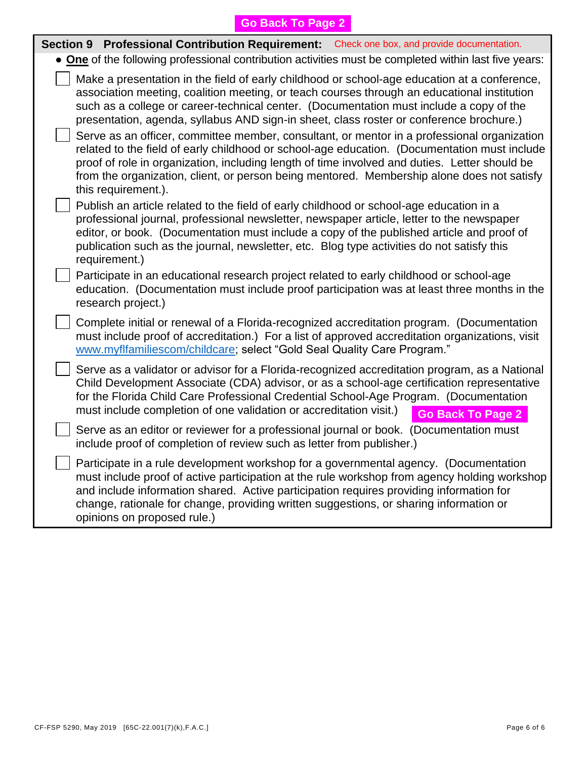**Go Back To Page 2**

## Section 9 Professional Contribution Requirement: Check one box, and provide documentation.

- **One** of the following professional contribution activities must be completed within last five years:

☐ Make a presentation in the field of early childhood or school-age education at a conference, association meeting, coalition meeting, or teach courses through an educational institution such as a college or career-technical center. (Documentation must include a copy of the presentation, agenda, syllabus AND sign-in sheet, class roster or conference brochure.)

☐ Serve as an officer, committee member, consultant, or mentor in a professional organization related to the field of early childhood or school-age education. (Documentation must include proof of role in organization, including length of time involved and duties. Letter should be from the organization, client, or person being mentored. Membership alone does not satisfy this requirement.).

☐ Publish an article related to the field of early childhood or school-age education in a professional journal, professional newsletter, newspaper article, letter to the newspaper editor, or book. (Documentation must include a copy of the published article and proof of publication such as the journal, newsletter, etc. Blog type activities do not satisfy this requirement.)

☐ Participate in an educational research project related to early childhood or school-age education. (Documentation must include proof participation was at least three months in the research project.)

☐ Complete initial or renewal of a Florida-recognized accreditation program. (Documentation must include proof of accreditation.) For a list of approved accreditation organizations, visit www.myflfamiliescom/childcare; select "Gold Seal Quality Care Program."

☐ Serve as a validator or advisor for a Florida-recognized accreditation program, as a National Child Development Associate (CDA) advisor, or as a school-age certification representative for the Florida Child Care Professional Credential School-Age Program. (Documentation must include completion of one validation or accreditation visit.)

**Go Back To Page 2**

☐ Serve as an editor or reviewer for a professional journal or book. (Documentation must include proof of completion of review such as letter from publisher.)

☐ Participate in a rule development workshop for a governmental agency. (Documentation must include proof of active participation at the rule workshop from agency holding workshop and include information shared. Active participation requires providing information for change, rationale for change, providing written suggestions, or sharing information or opinions on proposed rule.)

CF-FSP 5290, May 2019 [65C-22.001(7)(k),F.A.C.]